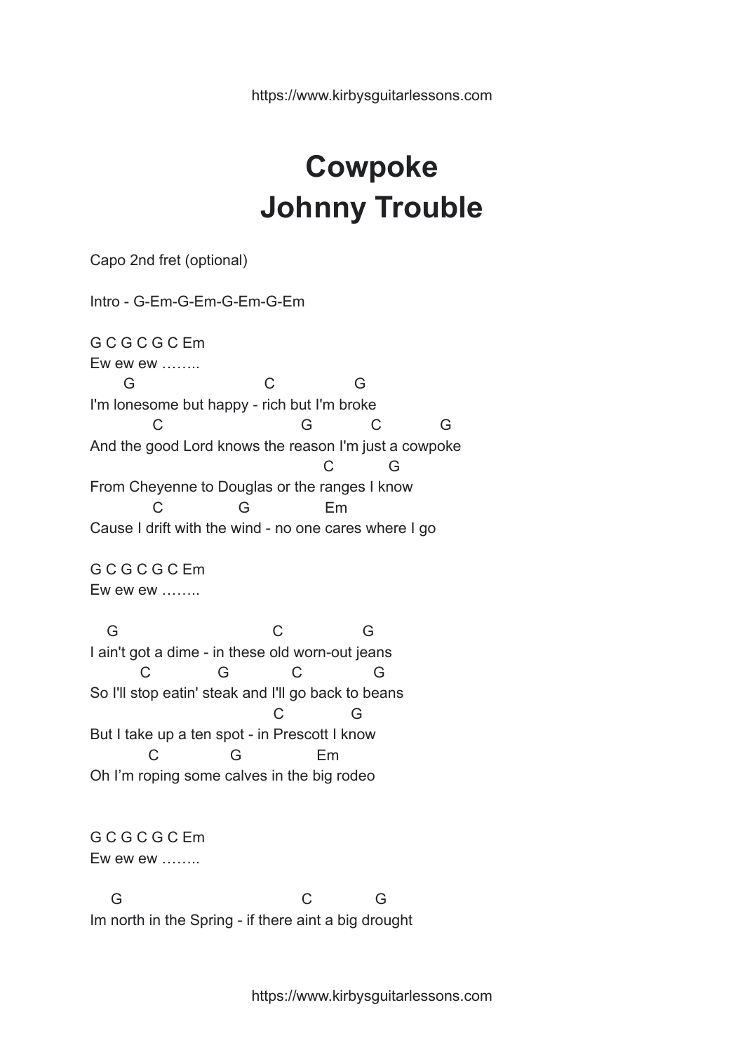# Cowpoke
# Johnny Trouble

Capo 2nd fret (optional)

Intro - G-Em-G-Em-G-Em-G-Em

```
G C G C G C Em
Ew ew ew ……..
       G                          C                  G
I'm lonesome but happy - rich but I'm broke
            C                               G            C            G
And the good Lord knows the reason I'm just a cowpoke
                                                C            G
From Cheyenne to Douglas or the ranges I know
            C                 G                 Em
Cause I drift with the wind - no one cares where I go

G C G C G C Em
Ew ew ew ……..

   G                              C                 G
I ain't got a dime - in these old worn-out jeans
          C              G              C               G
So I'll stop eatin' steak and I'll go back to beans
                                        C            G
But I take up a ten spot - in Prescott I know
           C               G                 Em
Oh I'm roping some calves in the big rodeo


G C G C G C Em
Ew ew ew ……..

    G                                   C              G
Im north in the Spring - if there aint a big drought
```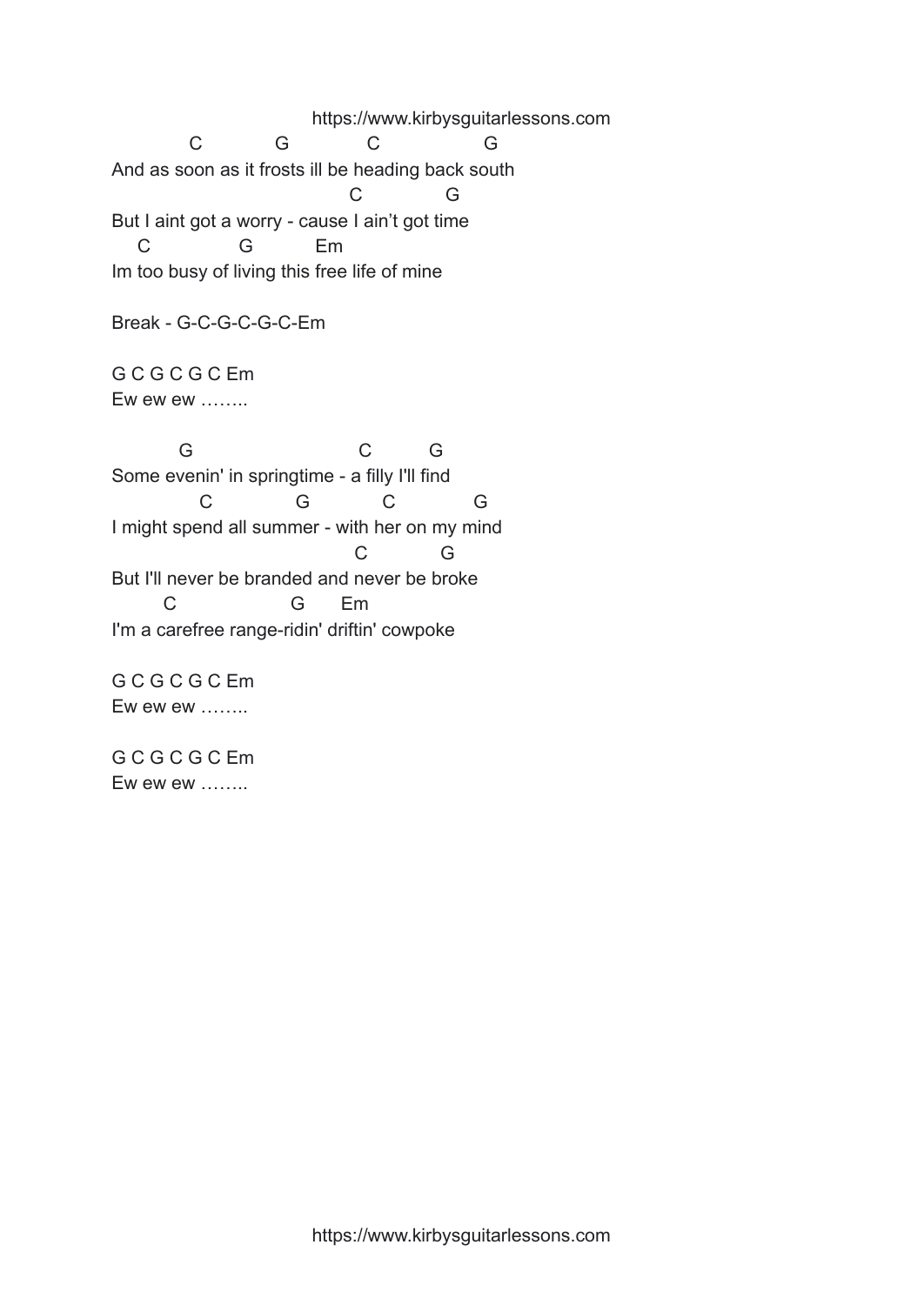```
              C            G             C                 G
And as soon as it frosts ill be heading back south
                                        C              G
But I aint got a worry - cause I ain't got time
    C              G          Em
Im too busy of living this free life of mine

Break - G-C-G-C-G-C-Em

G C G C G C Em
Ew ew ew ……..

           G                          C          G
Some evenin' in springtime - a filly I'll find
              C              G            C             G
I might spend all summer - with her on my mind
                                         C            G
But I'll never be branded and never be broke
        C                  G      Em
I'm a carefree range-ridin' driftin' cowpoke

G C G C G C Em
Ew ew ew ……..

G C G C G C Em
Ew ew ew ……..
```